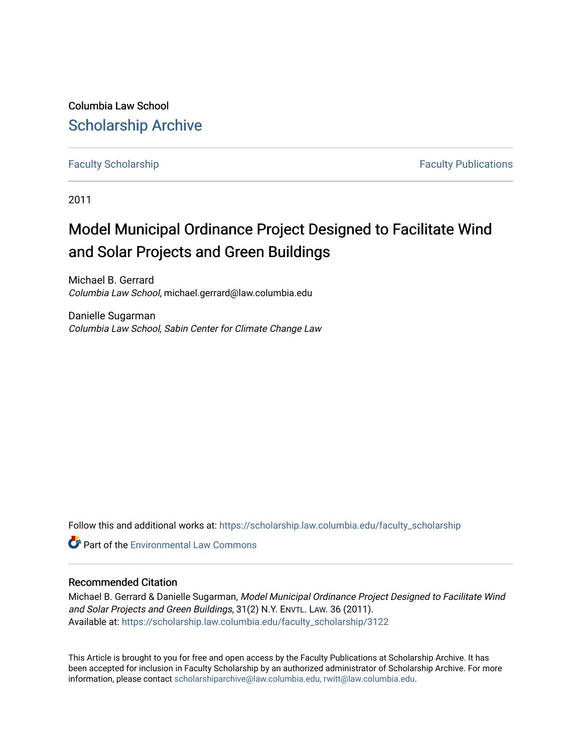Columbia Law School

# Scholarship Archive

Faculty Scholarship | Faculty Publications

2011

# Model Municipal Ordinance Project Designed to Facilitate Wind and Solar Projects and Green Buildings

Michael B. Gerrard
*Columbia Law School*, michael.gerrard@law.columbia.edu

Danielle Sugarman
*Columbia Law School, Sabin Center for Climate Change Law*

Follow this and additional works at: https://scholarship.law.columbia.edu/faculty_scholarship

Part of the Environmental Law Commons

## Recommended Citation

Michael B. Gerrard & Danielle Sugarman, *Model Municipal Ordinance Project Designed to Facilitate Wind and Solar Projects and Green Buildings*, 31(2) N.Y. ENVTL. LAW. 36 (2011).
Available at: https://scholarship.law.columbia.edu/faculty_scholarship/3122

This Article is brought to you for free and open access by the Faculty Publications at Scholarship Archive. It has been accepted for inclusion in Faculty Scholarship by an authorized administrator of Scholarship Archive. For more information, please contact scholarshiparchive@law.columbia.edu, rwitt@law.columbia.edu.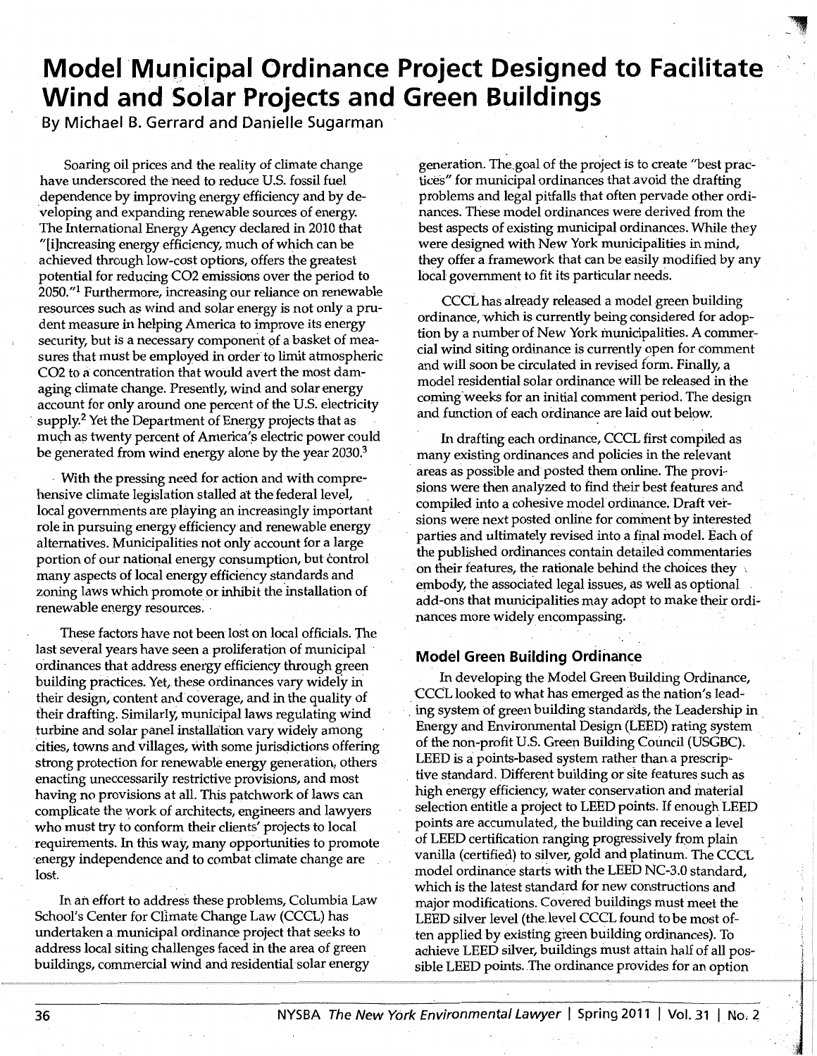# Model Municipal Ordinance Project Designed to Facilitate Wind and Solar Projects and Green Buildings

By Michael B. Gerrard and Danielle Sugarman

Soaring oil prices and the reality of climate change have underscored the need to reduce U.S. fossil fuel dependence by improving energy efficiency and by developing and expanding renewable sources of energy. The International Energy Agency declared in 2010 that "[i]ncreasing energy efficiency, much of which can be achieved through low-cost options, offers the greatest potential for reducing CO2 emissions over the period to 2050."[1] Furthermore, increasing our reliance on renewable resources such as wind and solar energy is not only a prudent measure in helping America to improve its energy security, but is a necessary component of a basket of measures that must be employed in order to limit atmospheric CO2 to a concentration that would avert the most damaging climate change. Presently, wind and solar energy account for only around one percent of the U.S. electricity supply.[2] Yet the Department of Energy projects that as much as twenty percent of America's electric power could be generated from wind energy alone by the year 2030.[3]

With the pressing need for action and with comprehensive climate legislation stalled at the federal level, local governments are playing an increasingly important role in pursuing energy efficiency and renewable energy alternatives. Municipalities not only account for a large portion of our national energy consumption, but control many aspects of local energy efficiency standards and zoning laws which promote or inhibit the installation of renewable energy resources.

These factors have not been lost on local officials. The last several years have seen a proliferation of municipal ordinances that address energy efficiency through green building practices. Yet, these ordinances vary widely in their design, content and coverage, and in the quality of their drafting. Similarly, municipal laws regulating wind turbine and solar panel installation vary widely among cities, towns and villages, with some jurisdictions offering strong protection for renewable energy generation, others enacting unecessarily restrictive provisions, and most having no provisions at all. This patchwork of laws can complicate the work of architects, engineers and lawyers who must try to conform their clients' projects to local requirements. In this way, many opportunities to promote energy independence and to combat climate change are lost.

In an effort to address these problems, Columbia Law School's Center for Climate Change Law (CCCL) has undertaken a municipal ordinance project that seeks to address local siting challenges faced in the area of green buildings, commercial wind and residential solar energy generation. The goal of the project is to create "best practices" for municipal ordinances that avoid the drafting problems and legal pitfalls that often pervade other ordinances. These model ordinances were derived from the best aspects of existing municipal ordinances. While they were designed with New York municipalities in mind, they offer a framework that can be easily modified by any local government to fit its particular needs.

CCCL has already released a model green building ordinance, which is currently being considered for adoption by a number of New York municipalities. A commercial wind siting ordinance is currently open for comment and will soon be circulated in revised form. Finally, a model residential solar ordinance will be released in the coming weeks for an initial comment period. The design and function of each ordinance are laid out below.

In drafting each ordinance, CCCL first compiled as many existing ordinances and policies in the relevant areas as possible and posted them online. The provisions were then analyzed to find their best features and compiled into a cohesive model ordinance. Draft versions were next posted online for comment by interested parties and ultimately revised into a final model. Each of the published ordinances contain detailed commentaries on their features, the rationale behind the choices they embody, the associated legal issues, as well as optional add-ons that municipalities may adopt to make their ordinances more widely encompassing.

## Model Green Building Ordinance

In developing the Model Green Building Ordinance, CCCL looked to what has emerged as the nation's leading system of green building standards, the Leadership in Energy and Environmental Design (LEED) rating system of the non-profit U.S. Green Building Council (USGBC). LEED is a points-based system rather than a prescriptive standard. Different building or site features such as high energy efficiency, water conservation and material selection entitle a project to LEED points. If enough LEED points are accumulated, the building can receive a level of LEED certification ranging progressively from plain vanilla (certified) to silver, gold and platinum. The CCCL model ordinance starts with the LEED NC-3.0 standard, which is the latest standard for new constructions and major modifications. Covered buildings must meet the LEED silver level (the level CCCL found to be most often applied by existing green building ordinances). To achieve LEED silver, buildings must attain half of all possible LEED points. The ordinance provides for an option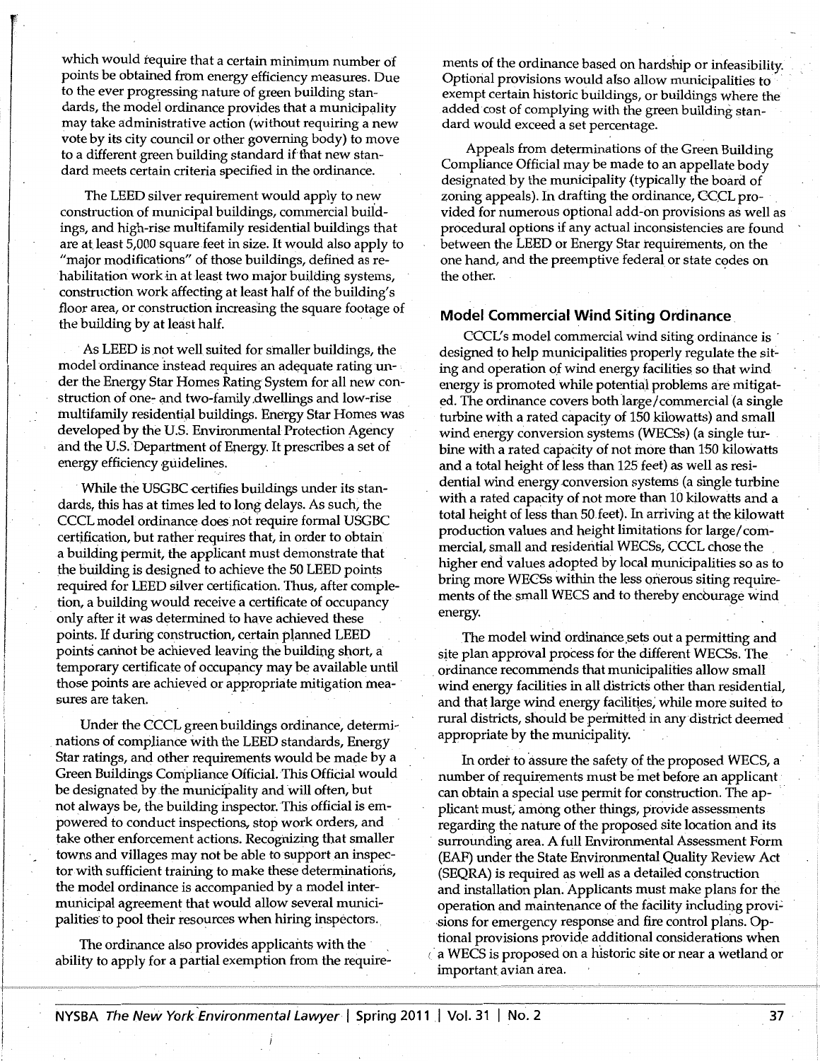which would require that a certain minimum number of points be obtained from energy efficiency measures. Due to the ever progressing nature of green building standards, the model ordinance provides that a municipality may take administrative action (without requiring a new vote by its city council or other governing body) to move to a different green building standard if that new standard meets certain criteria specified in the ordinance.

The LEED silver requirement would apply to new construction of municipal buildings, commercial buildings, and high-rise multifamily residential buildings that are at least 5,000 square feet in size. It would also apply to "major modifications" of those buildings, defined as rehabilitation work in at least two major building systems, construction work affecting at least half of the building's floor area, or construction increasing the square footage of the building by at least half.

As LEED is not well suited for smaller buildings, the model ordinance instead requires an adequate rating under the Energy Star Homes Rating System for all new construction of one- and two-family dwellings and low-rise multifamily residential buildings. Energy Star Homes was developed by the U.S. Environmental Protection Agency and the U.S. Department of Energy. It prescribes a set of energy efficiency guidelines.

While the USGBC certifies buildings under its standards, this has at times led to long delays. As such, the CCCL model ordinance does not require formal USGBC certification, but rather requires that, in order to obtain a building permit, the applicant must demonstrate that the building is designed to achieve the 50 LEED points required for LEED silver certification. Thus, after completion, a building would receive a certificate of occupancy only after it was determined to have achieved these points. If during construction, certain planned LEED points cannot be achieved leaving the building short, a temporary certificate of occupancy may be available until those points are achieved or appropriate mitigation measures are taken.

Under the CCCL green buildings ordinance, determinations of compliance with the LEED standards, Energy Star ratings, and other requirements would be made by a Green Buildings Compliance Official. This Official would be designated by the municipality and will often, but not always be, the building inspector. This official is empowered to conduct inspections, stop work orders, and take other enforcement actions. Recognizing that smaller towns and villages may not be able to support an inspector with sufficient training to make these determinations, the model ordinance is accompanied by a model inter-municipal agreement that would allow several municipalities to pool their resources when hiring inspectors.

The ordinance also provides applicants with the ability to apply for a partial exemption from the requirements of the ordinance based on hardship or infeasibility. Optional provisions would also allow municipalities to exempt certain historic buildings, or buildings where the added cost of complying with the green building standard would exceed a set percentage.

Appeals from determinations of the Green Building Compliance Official may be made to an appellate body designated by the municipality (typically the board of zoning appeals). In drafting the ordinance, CCCL provided for numerous optional add-on provisions as well as procedural options if any actual inconsistencies are found between the LEED or Energy Star requirements, on the one hand, and the preemptive federal or state codes on the other.

## Model Commercial Wind Siting Ordinance

CCCL's model commercial wind siting ordinance is designed to help municipalities properly regulate the siting and operation of wind energy facilities so that wind energy is promoted while potential problems are mitigated. The ordinance covers both large/commercial (a single turbine with a rated capacity of 150 kilowatts) and small wind energy conversion systems (WECSs) (a single turbine with a rated capacity of not more than 150 kilowatts and a total height of less than 125 feet) as well as residential wind energy conversion systems (a single turbine with a rated capacity of not more than 10 kilowatts and a total height of less than 50 feet). In arriving at the kilowatt production values and height limitations for large/commercial, small and residential WECSs, CCCL chose the higher end values adopted by local municipalities so as to bring more WECSs within the less onerous siting requirements of the small WECS and to thereby encourage wind energy.

The model wind ordinance sets out a permitting and site plan approval process for the different WECSs. The ordinance recommends that municipalities allow small wind energy facilities in all districts other than residential, and that large wind energy facilities, while more suited to rural districts, should be permitted in any district deemed appropriate by the municipality.

In order to assure the safety of the proposed WECS, a number of requirements must be met before an applicant can obtain a special use permit for construction. The applicant must, among other things, provide assessments regarding the nature of the proposed site location and its surrounding area. A full Environmental Assessment Form (EAF) under the State Environmental Quality Review Act (SEQRA) is required as well as a detailed construction and installation plan. Applicants must make plans for the operation and maintenance of the facility including provisions for emergency response and fire control plans. Optional provisions provide additional considerations when a WECS is proposed on a historic site or near a wetland or important avian area.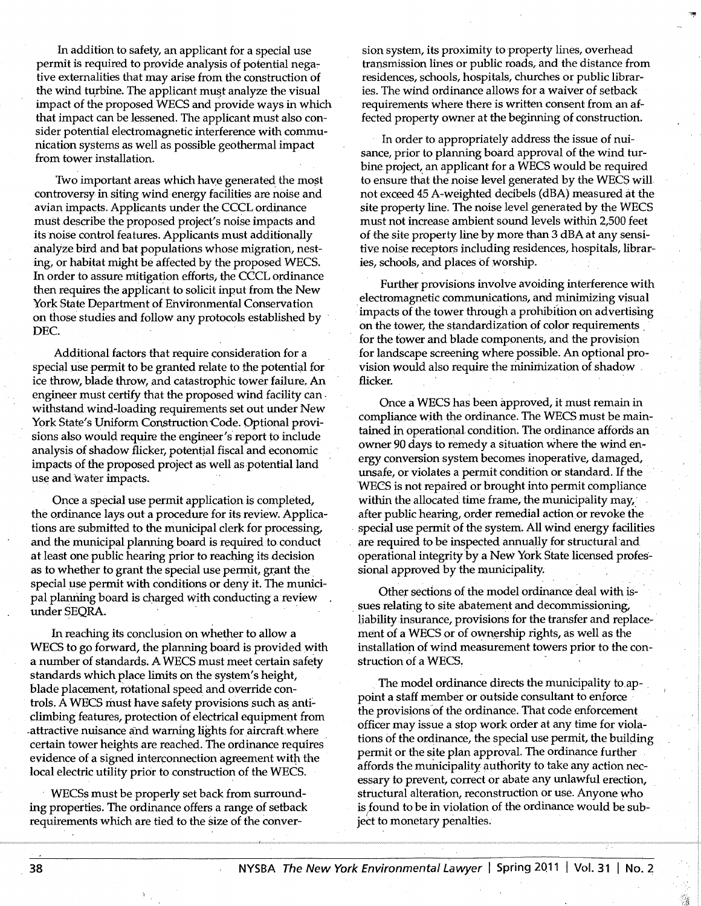In addition to safety, an applicant for a special use permit is required to provide analysis of potential negative externalities that may arise from the construction of the wind turbine. The applicant must analyze the visual impact of the proposed WECS and provide ways in which that impact can be lessened. The applicant must also consider potential electromagnetic interference with communication systems as well as possible geothermal impact from tower installation.

Two important areas which have generated the most controversy in siting wind energy facilities are noise and avian impacts. Applicants under the CCCL ordinance must describe the proposed project's noise impacts and its noise control features. Applicants must additionally analyze bird and bat populations whose migration, nesting, or habitat might be affected by the proposed WECS. In order to assure mitigation efforts, the CCCL ordinance then requires the applicant to solicit input from the New York State Department of Environmental Conservation on those studies and follow any protocols established by DEC.

Additional factors that require consideration for a special use permit to be granted relate to the potential for ice throw, blade throw, and catastrophic tower failure. An engineer must certify that the proposed wind facility can withstand wind-loading requirements set out under New York State's Uniform Construction Code. Optional provisions also would require the engineer's report to include analysis of shadow flicker, potential fiscal and economic impacts of the proposed project as well as potential land use and water impacts.

Once a special use permit application is completed, the ordinance lays out a procedure for its review. Applications are submitted to the municipal clerk for processing, and the municipal planning board is required to conduct at least one public hearing prior to reaching its decision as to whether to grant the special use permit, grant the special use permit with conditions or deny it. The municipal planning board is charged with conducting a review under SEQRA.

In reaching its conclusion on whether to allow a WECS to go forward, the planning board is provided with a number of standards. A WECS must meet certain safety standards which place limits on the system's height, blade placement, rotational speed and override controls. A WECS must have safety provisions such as anti-climbing features, protection of electrical equipment from attractive nuisance and warning lights for aircraft where certain tower heights are reached. The ordinance requires evidence of a signed interconnection agreement with the local electric utility prior to construction of the WECS.

WECSs must be properly set back from surrounding properties. The ordinance offers a range of setback requirements which are tied to the size of the conversion system, its proximity to property lines, overhead transmission lines or public roads, and the distance from residences, schools, hospitals, churches or public libraries. The wind ordinance allows for a waiver of setback requirements where there is written consent from an affected property owner at the beginning of construction.

In order to appropriately address the issue of nuisance, prior to planning board approval of the wind turbine project, an applicant for a WECS would be required to ensure that the noise level generated by the WECS will not exceed 45 A-weighted decibels (dBA) measured at the site property line. The noise level generated by the WECS must not increase ambient sound levels within 2,500 feet of the site property line by more than 3 dBA at any sensitive noise receptors including residences, hospitals, libraries, schools, and places of worship.

Further provisions involve avoiding interference with electromagnetic communications, and minimizing visual impacts of the tower through a prohibition on advertising on the tower, the standardization of color requirements for the tower and blade components, and the provision for landscape screening where possible. An optional provision would also require the minimization of shadow flicker.

Once a WECS has been approved, it must remain in compliance with the ordinance. The WECS must be maintained in operational condition. The ordinance affords an owner 90 days to remedy a situation where the wind energy conversion system becomes inoperative, damaged, unsafe, or violates a permit condition or standard. If the WECS is not repaired or brought into permit compliance within the allocated time frame, the municipality may, after public hearing, order remedial action or revoke the special use permit of the system. All wind energy facilities are required to be inspected annually for structural and operational integrity by a New York State licensed professional approved by the municipality.

Other sections of the model ordinance deal with issues relating to site abatement and decommissioning, liability insurance, provisions for the transfer and replacement of a WECS or of ownership rights, as well as the installation of wind measurement towers prior to the construction of a WECS.

The model ordinance directs the municipality to appoint a staff member or outside consultant to enforce the provisions of the ordinance. That code enforcement officer may issue a stop work order at any time for violations of the ordinance, the special use permit, the building permit or the site plan approval. The ordinance further affords the municipality authority to take any action necessary to prevent, correct or abate any unlawful erection, structural alteration, reconstruction or use. Anyone who is found to be in violation of the ordinance would be subject to monetary penalties.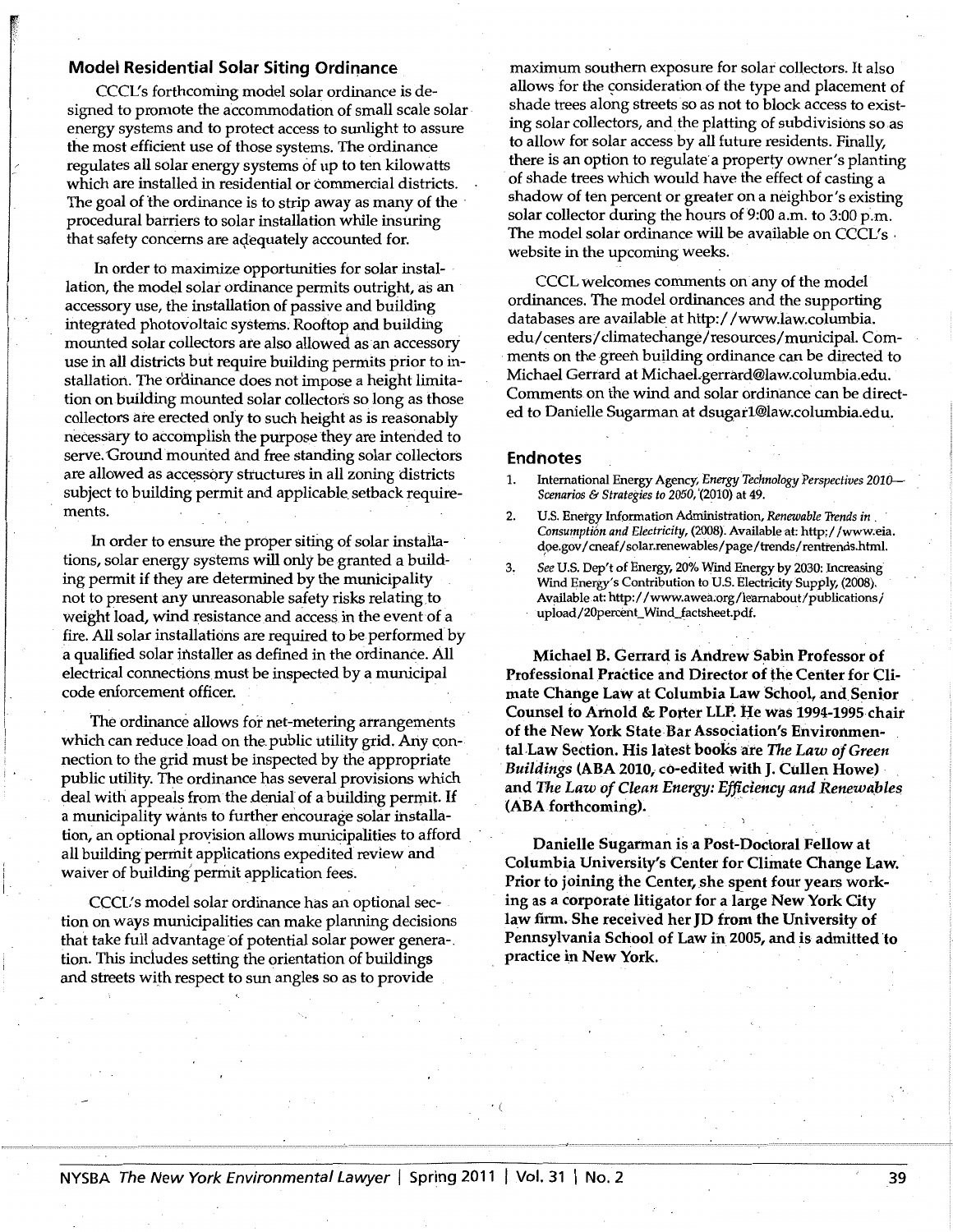## Model Residential Solar Siting Ordinance

CCCL's forthcoming model solar ordinance is designed to promote the accommodation of small scale solar energy systems and to protect access to sunlight to assure the most efficient use of those systems. The ordinance regulates all solar energy systems of up to ten kilowatts which are installed in residential or commercial districts. The goal of the ordinance is to strip away as many of the procedural barriers to solar installation while insuring that safety concerns are adequately accounted for.

In order to maximize opportunities for solar installation, the model solar ordinance permits outright, as an accessory use, the installation of passive and building integrated photovoltaic systems. Rooftop and building mounted solar collectors are also allowed as an accessory use in all districts but require building permits prior to installation. The ordinance does not impose a height limitation on building mounted solar collectors so long as those collectors are erected only to such height as is reasonably necessary to accomplish the purpose they are intended to serve. Ground mounted and free standing solar collectors are allowed as accessory structures in all zoning districts subject to building permit and applicable setback requirements.

In order to ensure the proper siting of solar installations, solar energy systems will only be granted a building permit if they are determined by the municipality not to present any unreasonable safety risks relating to weight load, wind resistance and access in the event of a fire. All solar installations are required to be performed by a qualified solar installer as defined in the ordinance. All electrical connections must be inspected by a municipal code enforcement officer.

The ordinance allows for net-metering arrangements which can reduce load on the public utility grid. Any connection to the grid must be inspected by the appropriate public utility. The ordinance has several provisions which deal with appeals from the denial of a building permit. If a municipality wants to further encourage solar installation, an optional provision allows municipalities to afford all building permit applications expedited review and waiver of building permit application fees.

CCCL's model solar ordinance has an optional section on ways municipalities can make planning decisions that take full advantage of potential solar power generation. This includes setting the orientation of buildings and streets with respect to sun angles so as to provide maximum southern exposure for solar collectors. It also allows for the consideration of the type and placement of shade trees along streets so as not to block access to existing solar collectors, and the platting of subdivisions so as to allow for solar access by all future residents. Finally, there is an option to regulate a property owner's planting of shade trees which would have the effect of casting a shadow of ten percent or greater on a neighbor's existing solar collector during the hours of 9:00 a.m. to 3:00 p.m. The model solar ordinance will be available on CCCL's website in the upcoming weeks.

CCCL welcomes comments on any of the model ordinances. The model ordinances and the supporting databases are available at http://www.law.columbia.edu/centers/climatechange/resources/municipal. Comments on the green building ordinance can be directed to Michael Gerrard at Michael.gerrard@law.columbia.edu. Comments on the wind and solar ordinance can be directed to Danielle Sugarman at dsugar1@law.columbia.edu.

## Endnotes

1. International Energy Agency, *Energy Technology Perspectives 2010—Scenarios & Strategies to 2050*, (2010) at 49.
2. U.S. Energy Information Administration, *Renewable Trends in Consumption and Electricity*, (2008). Available at: http://www.eia.doe.gov/cneaf/solar.renewables/page/trends/rentrends.html.
3. *See* U.S. Dep't of Energy, 20% Wind Energy by 2030: Increasing Wind Energy's Contribution to U.S. Electricity Supply, (2008). Available at: http://www.awea.org/learnabout/publications/upload/20percent_Wind_factsheet.pdf.

**Michael B. Gerrard is Andrew Sabin Professor of Professional Practice and Director of the Center for Climate Change Law at Columbia Law School, and Senior Counsel to Arnold & Porter LLP. He was 1994-1995 chair of the New York State Bar Association's Environmental Law Section. His latest books are *The Law of Green Buildings* (ABA 2010, co-edited with J. Cullen Howe) and *The Law of Clean Energy: Efficiency and Renewables* (ABA forthcoming).**

**Danielle Sugarman is a Post-Doctoral Fellow at Columbia University's Center for Climate Change Law. Prior to joining the Center, she spent four years working as a corporate litigator for a large New York City law firm. She received her JD from the University of Pennsylvania School of Law in 2005, and is admitted to practice in New York.**